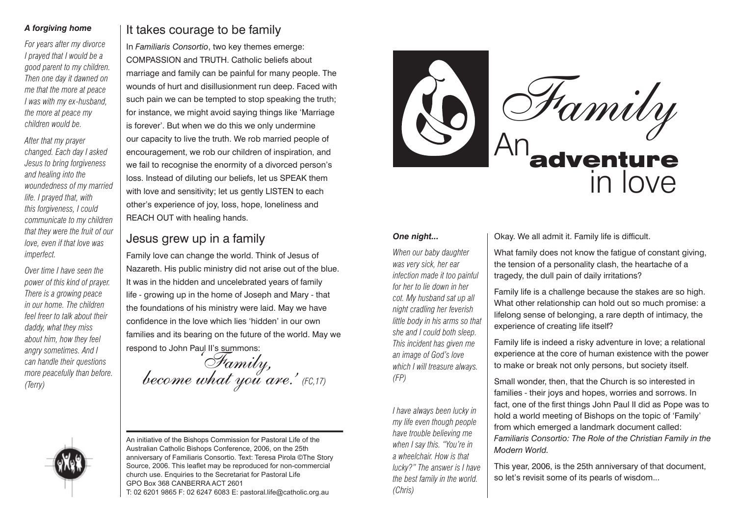# Family

# An **adventure** in love

Okay. We all admit it. Family life is difficult.

What family does not know the fatigue of constant giving, the tension of a personality clash, the heartache of a tragedy, the dull pain of daily irritations?

Family life is a challenge because the stakes are so high. What other relationship can hold out so much promise: a lifelong sense of belonging, a rare depth of intimacy, the experience of creating life itself?

Family life is indeed a risky adventure in love; a relational experience at the core of human existence with the power to make or break not only persons, but society itself.

Small wonder, then, that the Church is so interested in families - their joys and hopes, worries and sorrows. In fact, one of the first things John Paul II did as Pope was to hold a world meeting of Bishops on the topic of 'Family' from which emerged a landmark document called: *Familiaris Consortio: The Role of the Christian Family in the Modern World.*

This year, 2006, is the 25th anniversary of that document, so let's revisit some of its pearls of wisdom...

***One night...***

*When our baby daughter was very sick, her ear infection made it too painful for her to lie down in her cot. My husband sat up all night cradling her feverish little body in his arms so that she and I could both sleep. This incident has given me an image of God's love which I will treasure always. (FP)*

*I have always been lucky in my life even though people have trouble believing me when I say this. "You're in a wheelchair. How is that lucky?" The answer is I have the best family in the world. (Chris)*

## It takes courage to be family

In *Familiaris Consortio*, two key themes emerge: COMPASSION and TRUTH. Catholic beliefs about marriage and family can be painful for many people. The wounds of hurt and disillusionment run deep. Faced with such pain we can be tempted to stop speaking the truth; for instance, we might avoid saying things like 'Marriage is forever'. But when we do this we only undermine our capacity to live the truth. We rob married people of encouragement, we rob our children of inspiration, and we fail to recognise the enormity of a divorced person's loss. Instead of diluting our beliefs, let us SPEAK them with love and sensitivity; let us gently LISTEN to each other's experience of joy, loss, hope, loneliness and REACH OUT with healing hands.

## Jesus grew up in a family

Family love can change the world. Think of Jesus of Nazareth. His public ministry did not arise out of the blue. It was in the hidden and uncelebrated years of family life - growing up in the home of Joseph and Mary - that the foundations of his ministry were laid. May we have confidence in the love which lies 'hidden' in our own families and its bearing on the future of the world. May we respond to John Paul II's summons:

*'Family, become what you are.'* (FC,17)

***A forgiving home***

*For years after my divorce I prayed that I would be a good parent to my children. Then one day it dawned on me that the more at peace I was with my ex-husband, the more at peace my children would be.*

*After that my prayer changed. Each day I asked Jesus to bring forgiveness and healing into the woundedness of my married life. I prayed that, with this forgiveness, I could communicate to my children that they were the fruit of our love, even if that love was imperfect.*

*Over time I have seen the power of this kind of prayer. There is a growing peace in our home. The children feel freer to talk about their daddy, what they miss about him, how they feel angry sometimes. And I can handle their questions more peacefully than before. (Terry)*

---

An initiative of the Bishops Commission for Pastoral Life of the Australian Catholic Bishops Conference, 2006, on the 25th anniversary of Familiaris Consortio. Text: Teresa Pirola ©The Story Source, 2006. This leaflet may be reproduced for non-commercial church use. Enquiries to the Secretariat for Pastoral Life
GPO Box 368 CANBERRA ACT 2601
T: 02 6201 9865 F: 02 6247 6083 E: pastoral.life@catholic.org.au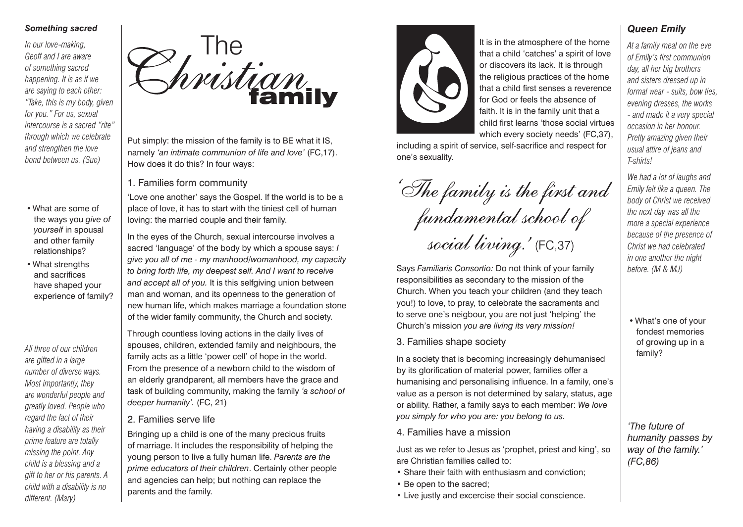### *Something sacred*

*In our love-making, Geoff and I are aware of something sacred happening. It is as if we are saying to each other: "Take, this is my body, given for you." For us, sexual intercourse is a sacred "rite" through which we celebrate and strengthen the love bond between us. (Sue)*

- What are some of the ways you *give of yourself* in spousal and other family relationships?
- What strengths and sacrifices have shaped your experience of family?

*All three of our children are gifted in a large number of diverse ways. Most importantly, they are wonderful people and greatly loved. People who regard the fact of their having a disability as their prime feature are totally missing the point. Any child is a blessing and a gift to her or his parents. A child with a disability is no different. (Mary)*

# The Christian family

Put simply: the mission of the family is to BE what it IS, namely *'an intimate communion of life and love'* (FC,17). How does it do this? In four ways:

## 1. Families form community

'Love one another' says the Gospel. If the world is to be a place of love, it has to start with the tiniest cell of human loving: the married couple and their family.

In the eyes of the Church, sexual intercourse involves a sacred 'language' of the body by which a spouse says: *I give you all of me - my manhood/womanhood, my capacity to bring forth life, my deepest self. And I want to receive and accept all of you.* It is this selfgiving union between man and woman, and its openness to the generation of new human life, which makes marriage a foundation stone of the wider family community, the Church and society.

Through countless loving actions in the daily lives of spouses, children, extended family and neighbours, the family acts as a little 'power cell' of hope in the world. From the presence of a newborn child to the wisdom of an elderly grandparent, all members have the grace and task of building community, making the family *'a school of deeper humanity'*. (FC, 21)

## 2. Families serve life

Bringing up a child is one of the many precious fruits of marriage. It includes the responsibility of helping the young person to live a fully human life. *Parents are the prime educators of their children*. Certainly other people and agencies can help; but nothing can replace the parents and the family.

It is in the atmosphere of the home that a child 'catches' a spirit of love or discovers its lack. It is through the religious practices of the home that a child first senses a reverence for God or feels the absence of faith. It is in the family unit that a child first learns 'those social virtues which every society needs' (FC,37), including a spirit of service, self-sacrifice and respect for one's sexuality.

*'The family is the first and fundamental school of social living.'* (FC,37)

Says *Familiaris Consortio:* Do not think of your family responsibilities as secondary to the mission of the Church. When you teach your children (and they teach you!) to love, to pray, to celebrate the sacraments and to serve one's neigbour, you are not just 'helping' the Church's mission *you are living its very mission!*

## 3. Families shape society

In a society that is becoming increasingly dehumanised by its glorification of material power, families offer a humanising and personalising influence. In a family, one's value as a person is not determined by salary, status, age or ability. Rather, a family says to each member: *We love you simply for who you are: you belong to us.*

## 4. Families have a mission

Just as we refer to Jesus as 'prophet, priest and king', so are Christian families called to:

- Share their faith with enthusiasm and conviction;
- Be open to the sacred;
- Live justly and excercise their social conscience.

### *Queen Emily*

*At a family meal on the eve of Emily's first communion day, all her big brothers and sisters dressed up in formal wear - suits, bow ties, evening dresses, the works - and made it a very special occasion in her honour. Pretty amazing given their usual attire of jeans and T-shirts!*

*We had a lot of laughs and Emily felt like a queen. The body of Christ we received the next day was all the more a special experience because of the presence of Christ we had celebrated in one another the night before. (M & MJ)*

- What's one of your fondest memories of growing up in a family?

*'The future of humanity passes by way of the family.' (FC,86)*